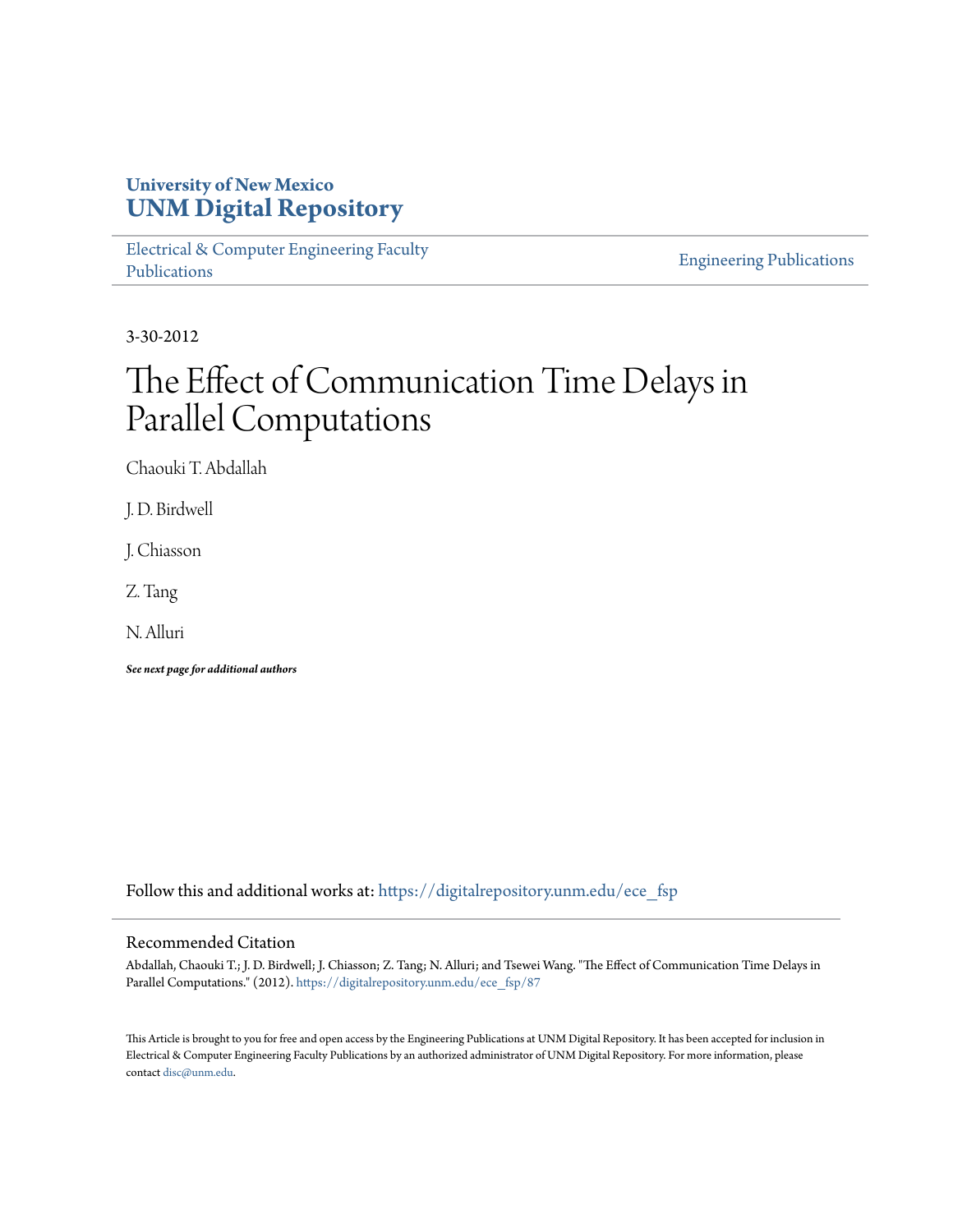University of New Mexico
**UNM Digital Repository**

Electrical & Computer Engineering Faculty Publications

Engineering Publications

3-30-2012

# The Effect of Communication Time Delays in Parallel Computations

Chaouki T. Abdallah

J. D. Birdwell

J. Chiasson

Z. Tang

N. Alluri

***See next page for additional authors***

Follow this and additional works at: https://digitalrepository.unm.edu/ece_fsp

## Recommended Citation

Abdallah, Chaouki T.; J. D. Birdwell; J. Chiasson; Z. Tang; N. Alluri; and Tsewei Wang. "The Effect of Communication Time Delays in Parallel Computations." (2012). https://digitalrepository.unm.edu/ece_fsp/87

This Article is brought to you for free and open access by the Engineering Publications at UNM Digital Repository. It has been accepted for inclusion in Electrical & Computer Engineering Faculty Publications by an authorized administrator of UNM Digital Repository. For more information, please contact disc@unm.edu.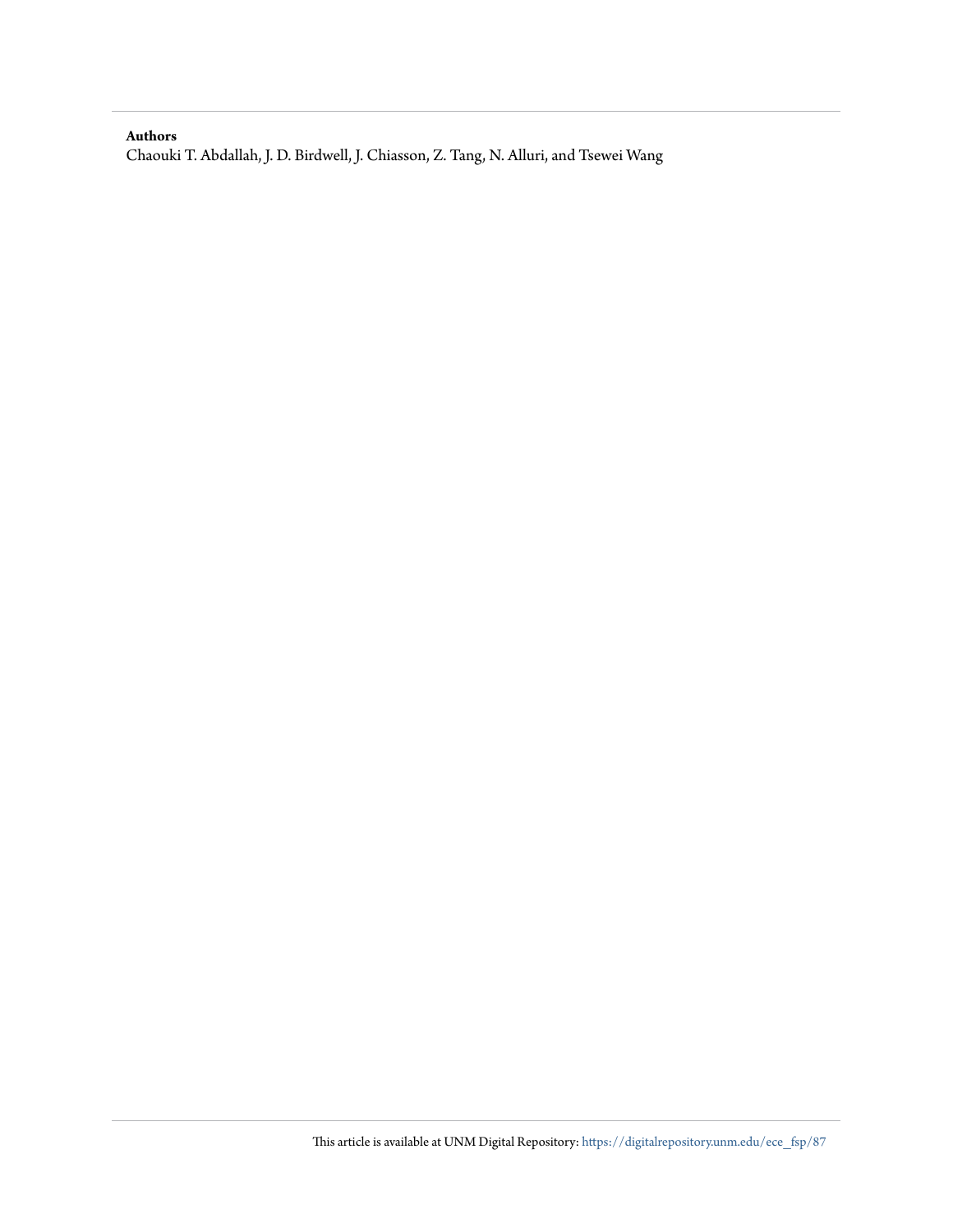**Authors**

Chaouki T. Abdallah, J. D. Birdwell, J. Chiasson, Z. Tang, N. Alluri, and Tsewei Wang

This article is available at UNM Digital Repository: https://digitalrepository.unm.edu/ece_fsp/87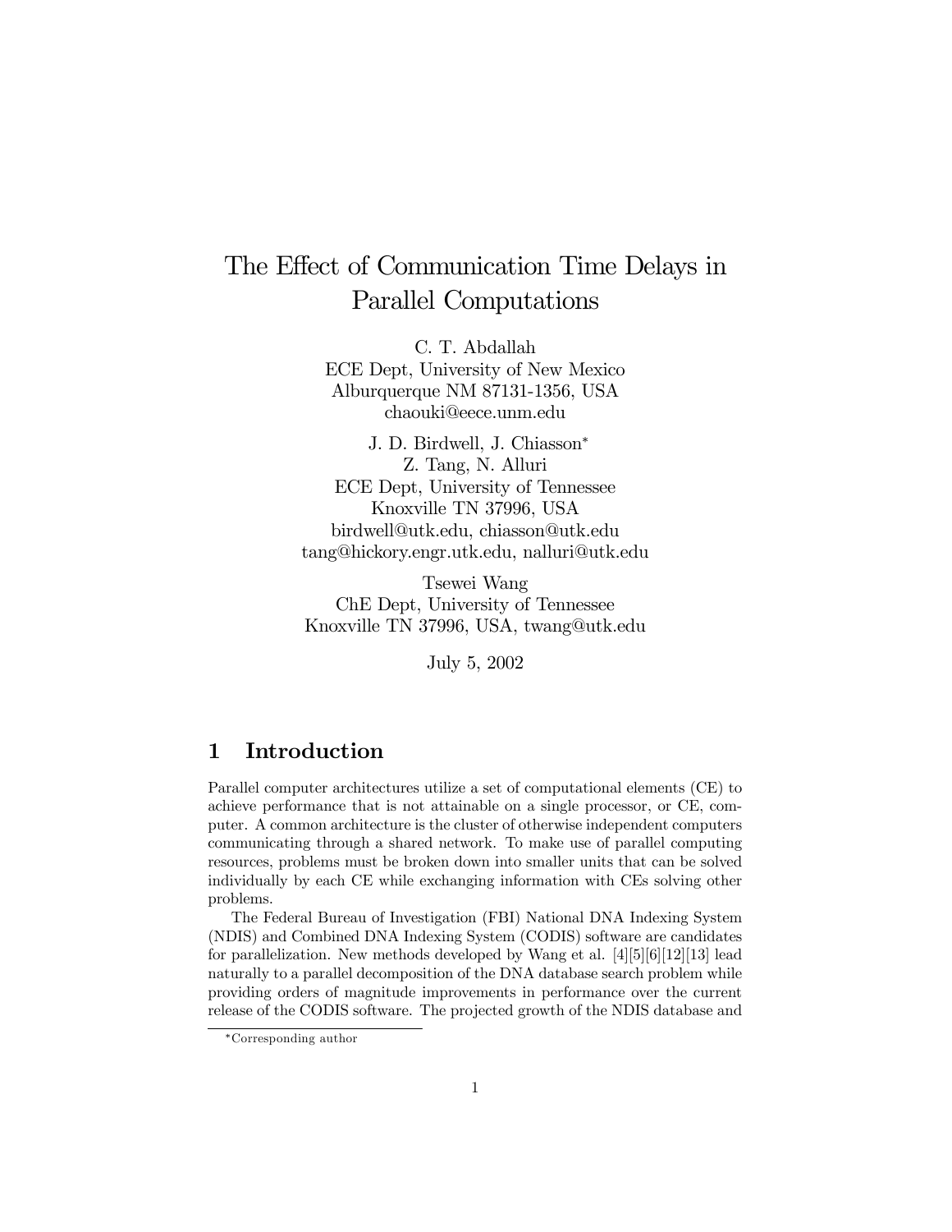# The Effect of Communication Time Delays in Parallel Computations

C. T. Abdallah
ECE Dept, University of New Mexico
Alburquerque NM 87131-1356, USA
chaouki@eece.unm.edu

J. D. Birdwell, J. Chiasson*
Z. Tang, N. Alluri
ECE Dept, University of Tennessee
Knoxville TN 37996, USA
birdwell@utk.edu, chiasson@utk.edu
tang@hickory.engr.utk.edu, nalluri@utk.edu

Tsewei Wang
ChE Dept, University of Tennessee
Knoxville TN 37996, USA, twang@utk.edu

July 5, 2002

## 1 Introduction

Parallel computer architectures utilize a set of computational elements (CE) to achieve performance that is not attainable on a single processor, or CE, computer. A common architecture is the cluster of otherwise independent computers communicating through a shared network. To make use of parallel computing resources, problems must be broken down into smaller units that can be solved individually by each CE while exchanging information with CEs solving other problems.

The Federal Bureau of Investigation (FBI) National DNA Indexing System (NDIS) and Combined DNA Indexing System (CODIS) software are candidates for parallelization. New methods developed by Wang et al. [4][5][6][12][13] lead naturally to a parallel decomposition of the DNA database search problem while providing orders of magnitude improvements in performance over the current release of the CODIS software. The projected growth of the NDIS database and

*Corresponding author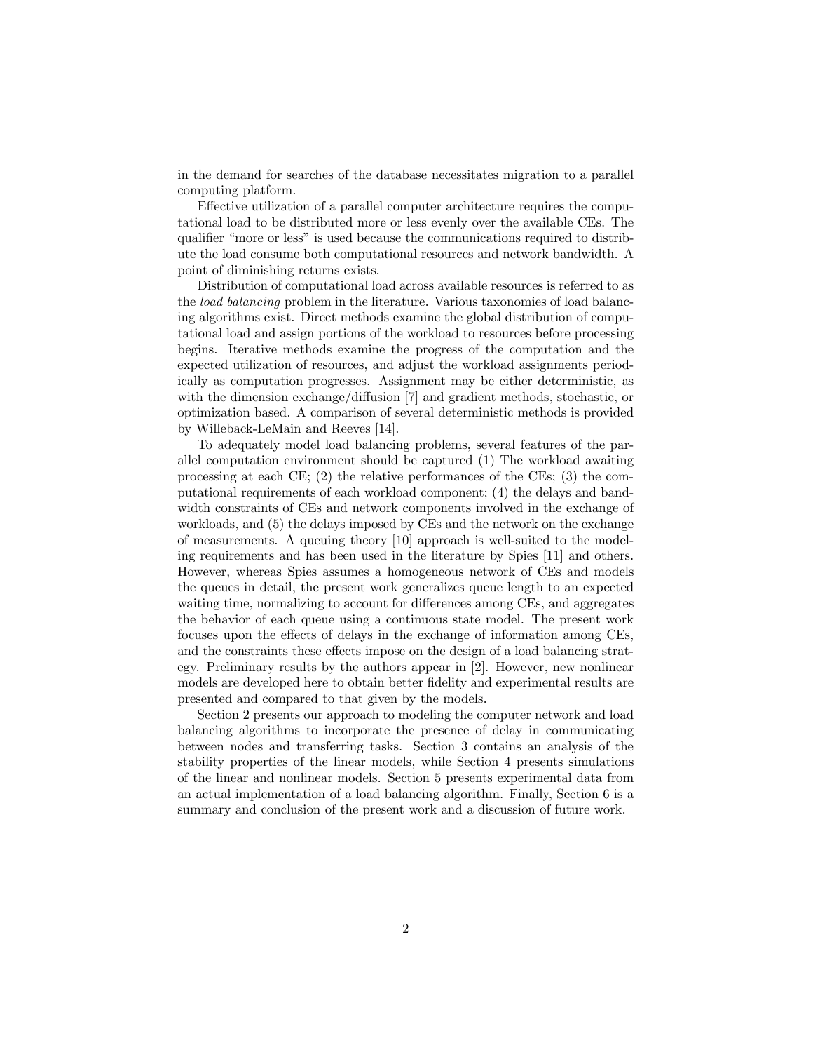in the demand for searches of the database necessitates migration to a parallel computing platform.

Effective utilization of a parallel computer architecture requires the computational load to be distributed more or less evenly over the available CEs. The qualifier "more or less" is used because the communications required to distribute the load consume both computational resources and network bandwidth. A point of diminishing returns exists.

Distribution of computational load across available resources is referred to as the *load balancing* problem in the literature. Various taxonomies of load balancing algorithms exist. Direct methods examine the global distribution of computational load and assign portions of the workload to resources before processing begins. Iterative methods examine the progress of the computation and the expected utilization of resources, and adjust the workload assignments periodically as computation progresses. Assignment may be either deterministic, as with the dimension exchange/diffusion [7] and gradient methods, stochastic, or optimization based. A comparison of several deterministic methods is provided by Willeback-LeMain and Reeves [14].

To adequately model load balancing problems, several features of the parallel computation environment should be captured (1) The workload awaiting processing at each CE; (2) the relative performances of the CEs; (3) the computational requirements of each workload component; (4) the delays and bandwidth constraints of CEs and network components involved in the exchange of workloads, and (5) the delays imposed by CEs and the network on the exchange of measurements. A queuing theory [10] approach is well-suited to the modeling requirements and has been used in the literature by Spies [11] and others. However, whereas Spies assumes a homogeneous network of CEs and models the queues in detail, the present work generalizes queue length to an expected waiting time, normalizing to account for differences among CEs, and aggregates the behavior of each queue using a continuous state model. The present work focuses upon the effects of delays in the exchange of information among CEs, and the constraints these effects impose on the design of a load balancing strategy. Preliminary results by the authors appear in [2]. However, new nonlinear models are developed here to obtain better fidelity and experimental results are presented and compared to that given by the models.

Section 2 presents our approach to modeling the computer network and load balancing algorithms to incorporate the presence of delay in communicating between nodes and transferring tasks. Section 3 contains an analysis of the stability properties of the linear models, while Section 4 presents simulations of the linear and nonlinear models. Section 5 presents experimental data from an actual implementation of a load balancing algorithm. Finally, Section 6 is a summary and conclusion of the present work and a discussion of future work.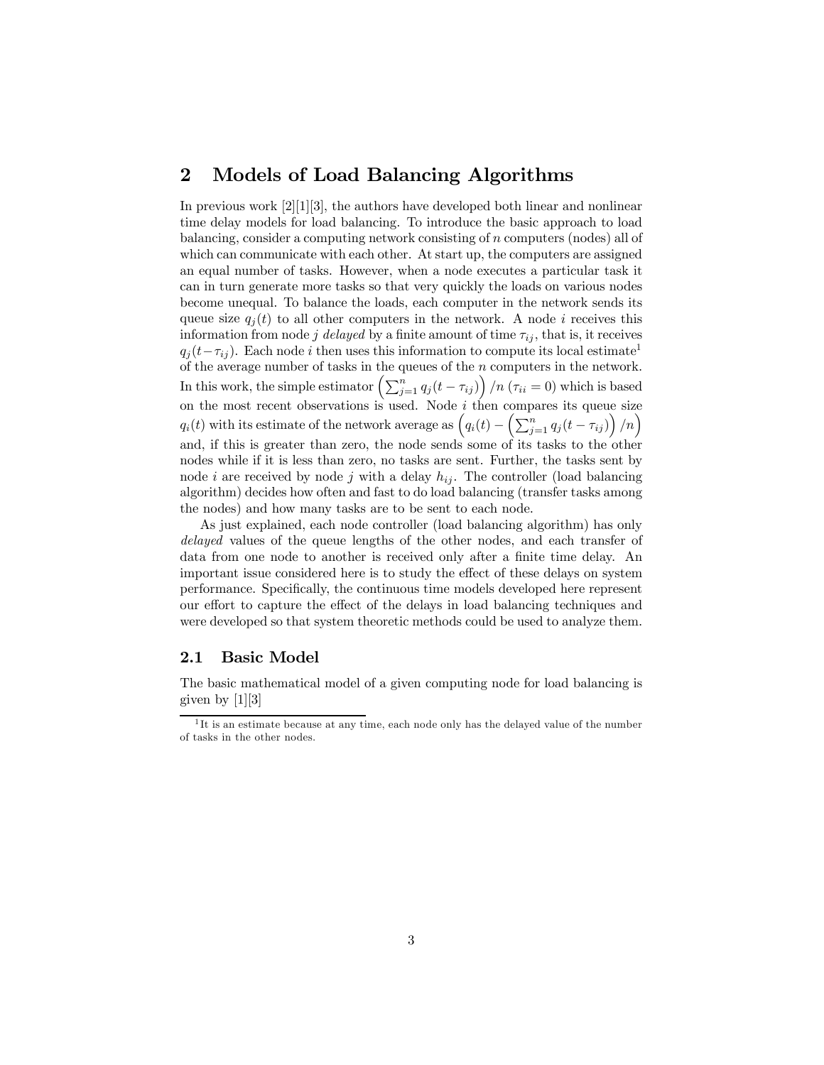## 2 Models of Load Balancing Algorithms

In previous work [2][1][3], the authors have developed both linear and nonlinear time delay models for load balancing. To introduce the basic approach to load balancing, consider a computing network consisting of $n$ computers (nodes) all of which can communicate with each other. At start up, the computers are assigned an equal number of tasks. However, when a node executes a particular task it can in turn generate more tasks so that very quickly the loads on various nodes become unequal. To balance the loads, each computer in the network sends its queue size $q_j(t)$ to all other computers in the network. A node $i$ receives this information from node $j$ *delayed* by a finite amount of time $\tau_{ij}$, that is, it receives $q_j(t-\tau_{ij})$. Each node $i$ then uses this information to compute its local estimate[1] of the average number of tasks in the queues of the $n$ computers in the network. In this work, the simple estimator $\left(\sum_{j=1}^{n} q_j(t-\tau_{ij})\right)/n$ ($\tau_{ii}=0$) which is based on the most recent observations is used. Node $i$ then compares its queue size $q_i(t)$ with its estimate of the network average as $\left(q_i(t) - \left(\sum_{j=1}^{n} q_j(t-\tau_{ij})\right)/n\right)$ and, if this is greater than zero, the node sends some of its tasks to the other nodes while if it is less than zero, no tasks are sent. Further, the tasks sent by node $i$ are received by node $j$ with a delay $h_{ij}$. The controller (load balancing algorithm) decides how often and fast to do load balancing (transfer tasks among the nodes) and how many tasks are to be sent to each node.

As just explained, each node controller (load balancing algorithm) has only *delayed* values of the queue lengths of the other nodes, and each transfer of data from one node to another is received only after a finite time delay. An important issue considered here is to study the effect of these delays on system performance. Specifically, the continuous time models developed here represent our effort to capture the effect of the delays in load balancing techniques and were developed so that system theoretic methods could be used to analyze them.

### 2.1 Basic Model

The basic mathematical model of a given computing node for load balancing is given by [1][3]

[1] It is an estimate because at any time, each node only has the delayed value of the number of tasks in the other nodes.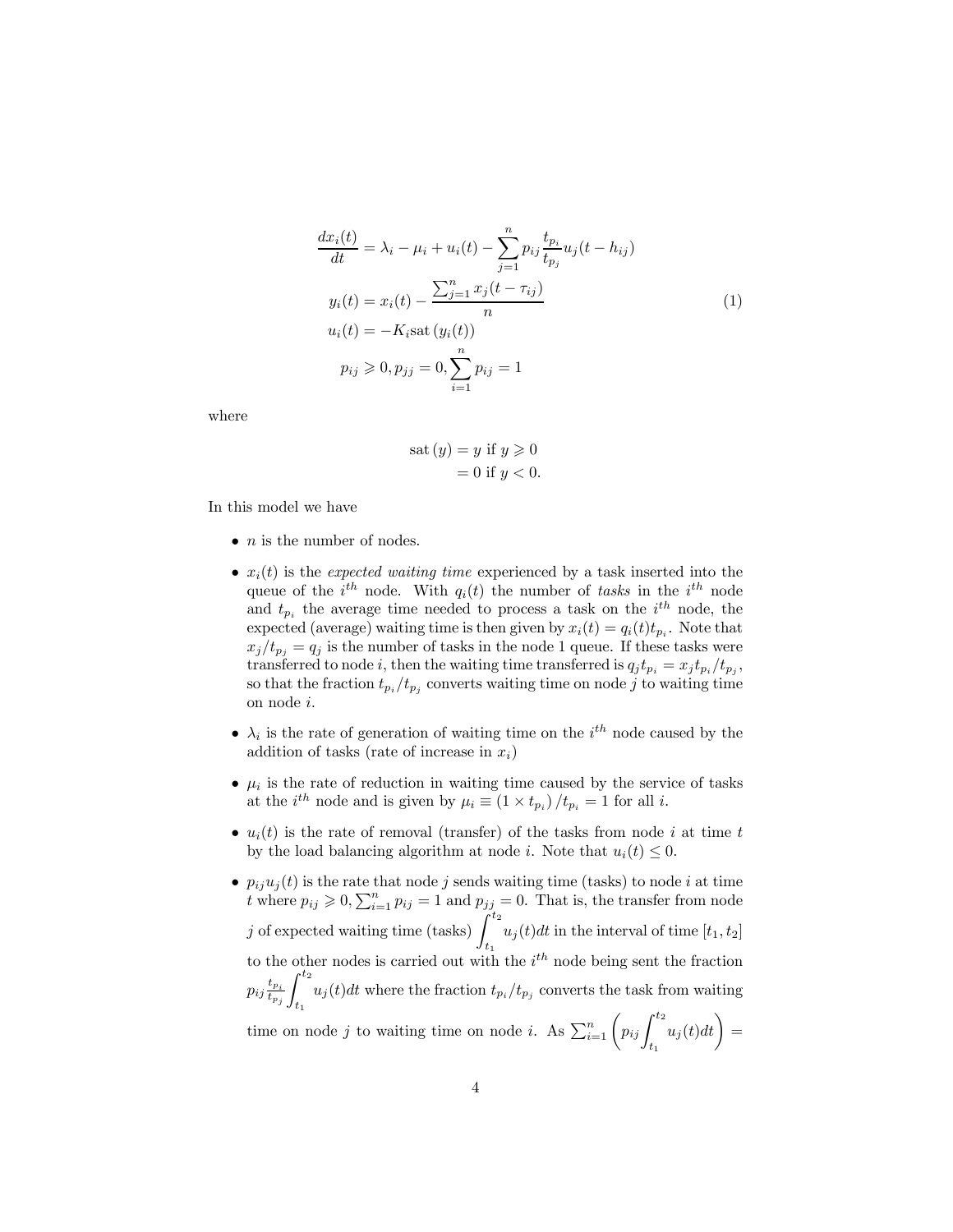$$
\begin{aligned}
\frac{dx_i(t)}{dt} &= \lambda_i - \mu_i + u_i(t) - \sum_{j=1}^{n} p_{ij} \frac{t_{p_i}}{t_{p_j}} u_j(t - h_{ij}) \\
y_i(t) &= x_i(t) - \frac{\sum_{j=1}^{n} x_j(t - \tau_{ij})}{n} \\
u_i(t) &= -K_i \mathrm{sat}\left(y_i(t)\right) \\
p_{ij} &\geqslant 0, p_{jj} = 0, \sum_{i=1}^{n} p_{ij} = 1
\end{aligned} \tag{1}
$$

where

$$
\begin{aligned}
\mathrm{sat}\left(y\right) &= y \text{ if } y \geqslant 0 \\
&= 0 \text{ if } y < 0.
\end{aligned}
$$

In this model we have

- $n$ is the number of nodes.
- $x_i(t)$ is the *expected waiting time* experienced by a task inserted into the queue of the $i^{th}$ node. With $q_i(t)$ the number of *tasks* in the $i^{th}$ node and $t_{p_i}$ the average time needed to process a task on the $i^{th}$ node, the expected (average) waiting time is then given by $x_i(t) = q_i(t)t_{p_i}$. Note that $x_j/t_{p_j} = q_j$ is the number of tasks in the node 1 queue. If these tasks were transferred to node $i$, then the waiting time transferred is $q_j t_{p_i} = x_j t_{p_i}/t_{p_j}$, so that the fraction $t_{p_i}/t_{p_j}$ converts waiting time on node $j$ to waiting time on node $i$.
- $\lambda_i$ is the rate of generation of waiting time on the $i^{th}$ node caused by the addition of tasks (rate of increase in $x_i$)
- $\mu_i$ is the rate of reduction in waiting time caused by the service of tasks at the $i^{th}$ node and is given by $\mu_i \equiv \left(1 \times t_{p_i}\right)/t_{p_i} = 1$ for all $i$.
- $u_i(t)$ is the rate of removal (transfer) of the tasks from node $i$ at time $t$ by the load balancing algorithm at node $i$. Note that $u_i(t) \leq 0$.
- $p_{ij}u_j(t)$ is the rate that node $j$ sends waiting time (tasks) to node $i$ at time $t$ where $p_{ij} \geqslant 0, \sum_{i=1}^{n} p_{ij} = 1$ and $p_{jj} = 0$. That is, the transfer from node $j$ of expected waiting time (tasks) $\displaystyle\int_{t_1}^{t_2} u_j(t)dt$ in the interval of time $[t_1, t_2]$ to the other nodes is carried out with the $i^{th}$ node being sent the fraction $p_{ij}\frac{t_{p_i}}{t_{p_j}}\displaystyle\int_{t_1}^{t_2} u_j(t)dt$ where the fraction $t_{p_i}/t_{p_j}$ converts the task from waiting time on node $j$ to waiting time on node $i$. As $\sum_{i=1}^{n}\left(p_{ij}\displaystyle\int_{t_1}^{t_2} u_j(t)dt\right) =$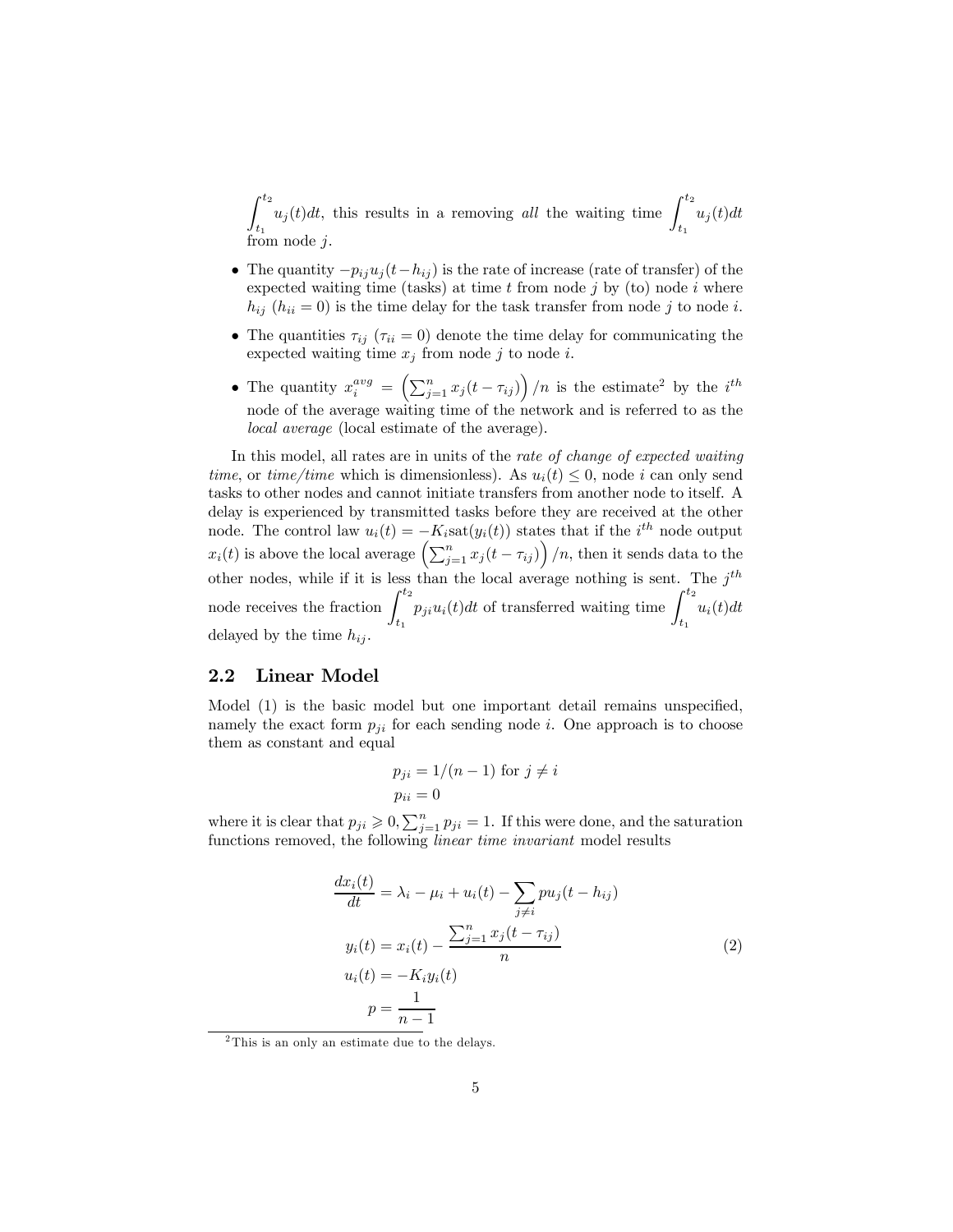$\int_{t_1}^{t_2} u_j(t)dt$, this results in a removing *all* the waiting time $\int_{t_1}^{t_2} u_j(t)dt$ from node $j$.

- The quantity $-p_{ij}u_j(t-h_{ij})$ is the rate of increase (rate of transfer) of the expected waiting time (tasks) at time $t$ from node $j$ by (to) node $i$ where $h_{ij}$ ($h_{ii} = 0$) is the time delay for the task transfer from node $j$ to node $i$.
- The quantities $\tau_{ij}$ ($\tau_{ii} = 0$) denote the time delay for communicating the expected waiting time $x_j$ from node $j$ to node $i$.
- The quantity $x_i^{avg} = \left(\sum_{j=1}^{n} x_j(t-\tau_{ij})\right)/n$ is the estimate[2] by the $i^{th}$ node of the average waiting time of the network and is referred to as the *local average* (local estimate of the average).

In this model, all rates are in units of the *rate of change of expected waiting time*, or *time/time* which is dimensionless). As $u_i(t) \leq 0$, node $i$ can only send tasks to other nodes and cannot initiate transfers from another node to itself. A delay is experienced by transmitted tasks before they are received at the other node. The control law $u_i(t) = -K_i \text{sat}(y_i(t))$ states that if the $i^{th}$ node output $x_i(t)$ is above the local average $\left(\sum_{j=1}^{n} x_j(t-\tau_{ij})\right)/n$, then it sends data to the other nodes, while if it is less than the local average nothing is sent. The $j^{th}$ node receives the fraction $\int_{t_1}^{t_2} p_{ji}u_i(t)dt$ of transferred waiting time $\int_{t_1}^{t_2} u_i(t)dt$ delayed by the time $h_{ij}$.

## 2.2 Linear Model

Model (1) is the basic model but one important detail remains unspecified, namely the exact form $p_{ji}$ for each sending node $i$. One approach is to choose them as constant and equal

$$
\begin{aligned}
p_{ji} &= 1/(n-1) \text{ for } j \neq i \\
p_{ii} &= 0
\end{aligned}
$$

where it is clear that $p_{ji} \geqslant 0, \sum_{j=1}^{n} p_{ji} = 1$. If this were done, and the saturation functions removed, the following *linear time invariant* model results

$$
\begin{aligned}
\frac{dx_i(t)}{dt} &= \lambda_i - \mu_i + u_i(t) - \sum_{j \neq i} p u_j(t - h_{ij}) \\
y_i(t) &= x_i(t) - \frac{\sum_{j=1}^{n} x_j(t-\tau_{ij})}{n} \\
u_i(t) &= -K_i y_i(t) \\
p &= \frac{1}{n-1}
\end{aligned}
\tag{2}
$$

[2] This is an only an estimate due to the delays.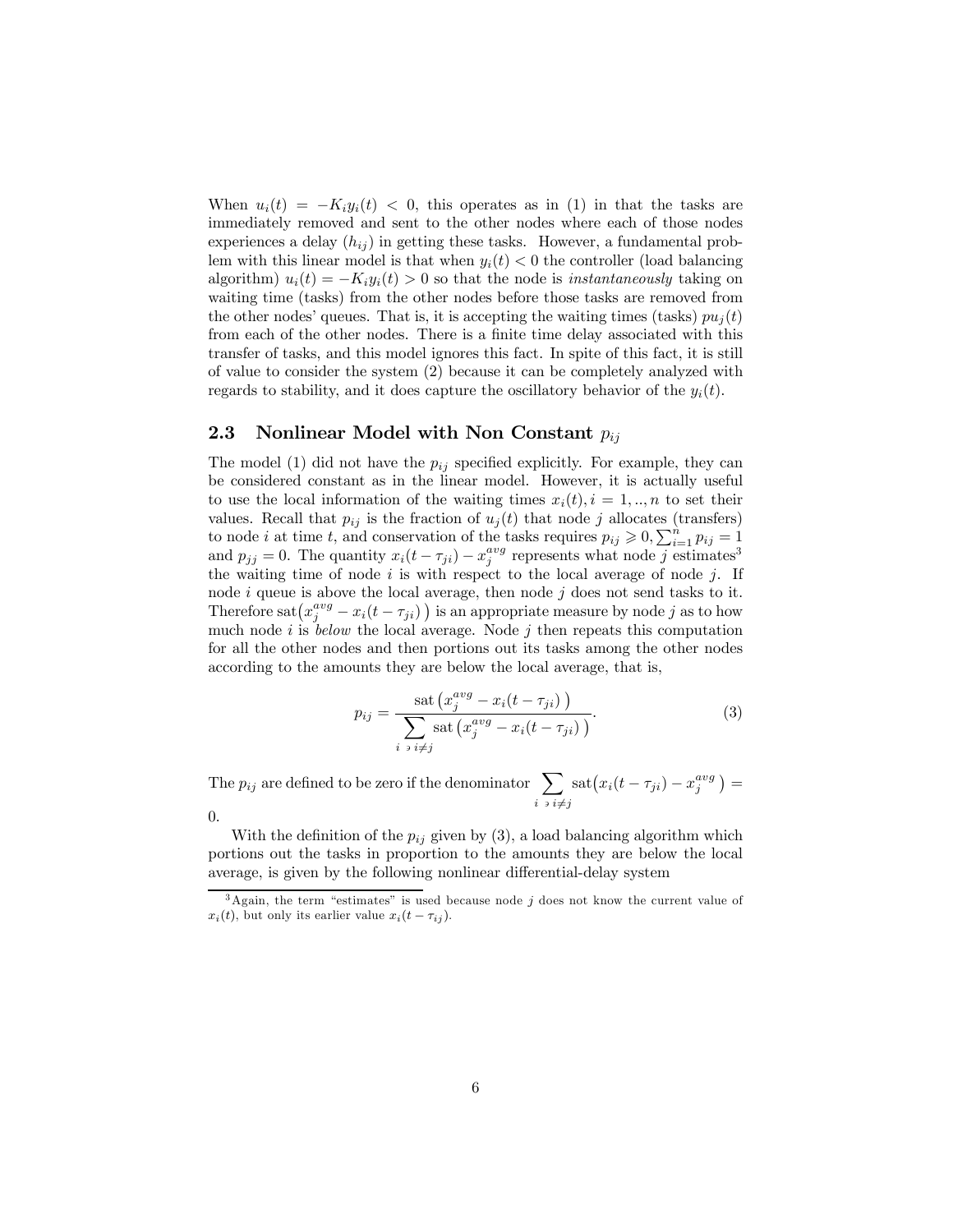When $u_i(t) = -K_i y_i(t) < 0$, this operates as in (1) in that the tasks are immediately removed and sent to the other nodes where each of those nodes experiences a delay $(h_{ij})$ in getting these tasks. However, a fundamental problem with this linear model is that when $y_i(t) < 0$ the controller (load balancing algorithm) $u_i(t) = -K_i y_i(t) > 0$ so that the node is *instantaneously* taking on waiting time (tasks) from the other nodes before those tasks are removed from the other nodes' queues. That is, it is accepting the waiting times (tasks) $pu_j(t)$ from each of the other nodes. There is a finite time delay associated with this transfer of tasks, and this model ignores this fact. In spite of this fact, it is still of value to consider the system (2) because it can be completely analyzed with regards to stability, and it does capture the oscillatory behavior of the $y_i(t)$.

### 2.3 Nonlinear Model with Non Constant $p_{ij}$

The model (1) did not have the $p_{ij}$ specified explicitly. For example, they can be considered constant as in the linear model. However, it is actually useful to use the local information of the waiting times $x_i(t), i = 1, .., n$ to set their values. Recall that $p_{ij}$ is the fraction of $u_j(t)$ that node $j$ allocates (transfers) to node $i$ at time $t$, and conservation of the tasks requires $p_{ij} \geqslant 0, \sum_{i=1}^{n} p_{ij} = 1$ and $p_{jj} = 0$. The quantity $x_i(t - \tau_{ji}) - x_j^{avg}$ represents what node $j$ estimates[3] the waiting time of node $i$ is with respect to the local average of node $j$. If node $i$ queue is above the local average, then node $j$ does not send tasks to it. Therefore $\text{sat}\big(x_j^{avg} - x_i(t - \tau_{ji})\big)$ is an appropriate measure by node $j$ as to how much node $i$ is *below* the local average. Node $j$ then repeats this computation for all the other nodes and then portions out its tasks among the other nodes according to the amounts they are below the local average, that is,

$$p_{ij} = \frac{\text{sat}\left(x_j^{avg} - x_i(t - \tau_{ji})\right)}{\displaystyle\sum_{i \ni i \neq j} \text{sat}\left(x_j^{avg} - x_i(t - \tau_{ji})\right)}. \tag{3}$$

The $p_{ij}$ are defined to be zero if the denominator $\displaystyle\sum_{i \ni i \neq j} \text{sat}\big(x_i(t - \tau_{ji}) - x_j^{avg}\big) = 0$.

With the definition of the $p_{ij}$ given by (3), a load balancing algorithm which portions out the tasks in proportion to the amounts they are below the local average, is given by the following nonlinear differential-delay system

[3] Again, the term "estimates" is used because node $j$ does not know the current value of $x_i(t)$, but only its earlier value $x_i(t - \tau_{ij})$.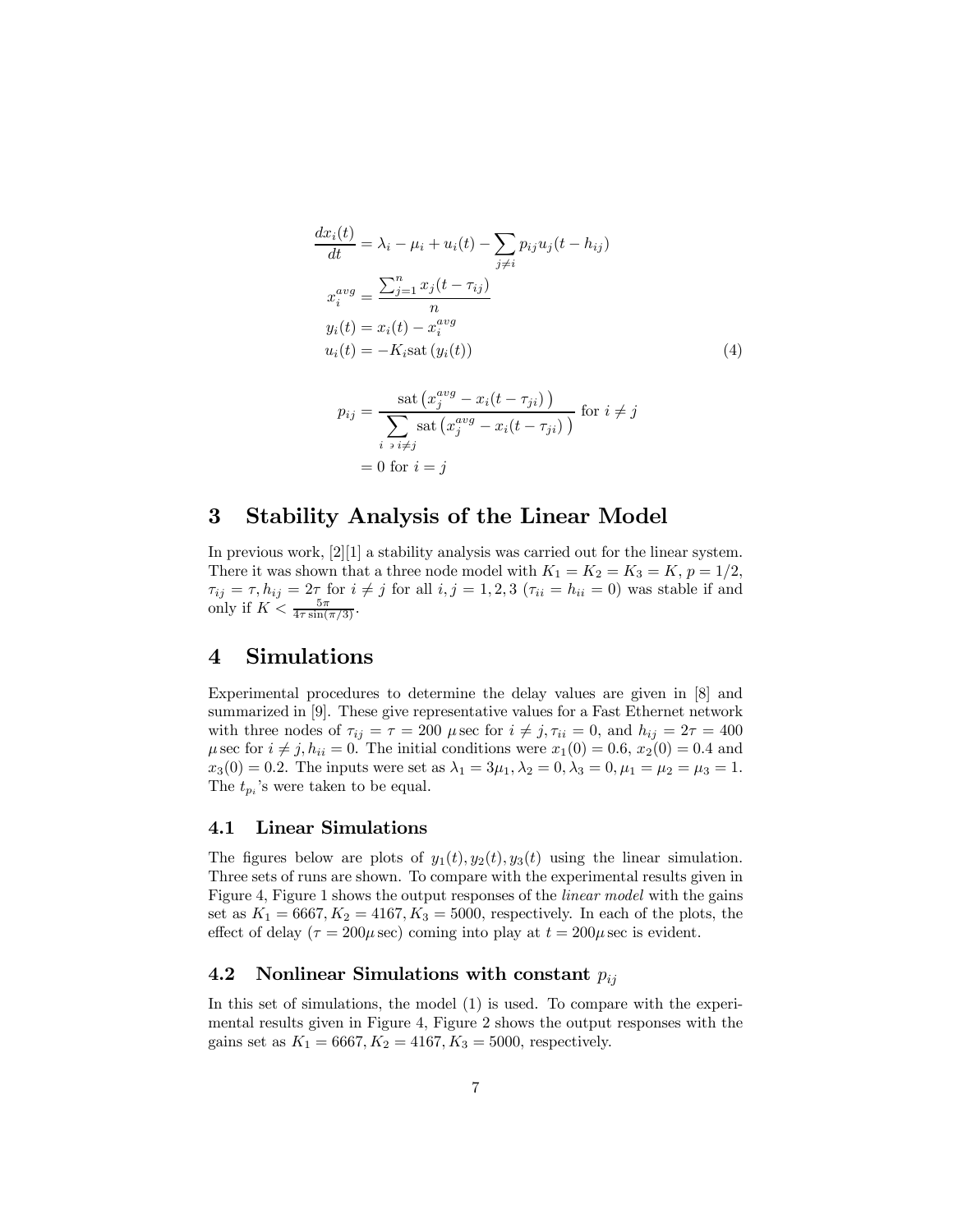$$
\begin{aligned}
\frac{dx_i(t)}{dt} &= \lambda_i - \mu_i + u_i(t) - \sum_{j \neq i} p_{ij} u_j(t - h_{ij}) \\
x_i^{avg} &= \frac{\sum_{j=1}^{n} x_j(t - \tau_{ij})}{n} \\
y_i(t) &= x_i(t) - x_i^{avg} \\
u_i(t) &= -K_i \text{sat}\left(y_i(t)\right)
\end{aligned} \tag{4}
$$

$$
\begin{aligned}
p_{ij} &= \frac{\text{sat}\left(x_j^{avg} - x_i(t - \tau_{ji})\right)}{\sum\limits_{i \ni i \neq j} \text{sat}\left(x_j^{avg} - x_i(t - \tau_{ji})\right)} \text{ for } i \neq j \\
&= 0 \text{ for } i = j
\end{aligned}
$$

## 3 Stability Analysis of the Linear Model

In previous work, [2][1] a stability analysis was carried out for the linear system. There it was shown that a three node model with $K_1 = K_2 = K_3 = K$, $p = 1/2$, $\tau_{ij} = \tau, h_{ij} = 2\tau$ for $i \neq j$ for all $i, j = 1, 2, 3$ ($\tau_{ii} = h_{ii} = 0$) was stable if and only if $K < \frac{5\pi}{4\tau \sin(\pi/3)}$.

## 4 Simulations

Experimental procedures to determine the delay values are given in [8] and summarized in [9]. These give representative values for a Fast Ethernet network with three nodes of $\tau_{ij} = \tau = 200\ \mu$sec for $i \neq j, \tau_{ii} = 0$, and $h_{ij} = 2\tau = 400\ \mu$sec for $i \neq j, h_{ii} = 0$. The initial conditions were $x_1(0) = 0.6$, $x_2(0) = 0.4$ and $x_3(0) = 0.2$. The inputs were set as $\lambda_1 = 3\mu_1, \lambda_2 = 0, \lambda_3 = 0, \mu_1 = \mu_2 = \mu_3 = 1$. The $t_{p_i}$'s were taken to be equal.

### 4.1 Linear Simulations

The figures below are plots of $y_1(t), y_2(t), y_3(t)$ using the linear simulation. Three sets of runs are shown. To compare with the experimental results given in Figure 4, Figure 1 shows the output responses of the *linear model* with the gains set as $K_1 = 6667, K_2 = 4167, K_3 = 5000$, respectively. In each of the plots, the effect of delay ($\tau = 200\mu$sec) coming into play at $t = 200\mu$sec is evident.

### 4.2 Nonlinear Simulations with constant $p_{ij}$

In this set of simulations, the model (1) is used. To compare with the experimental results given in Figure 4, Figure 2 shows the output responses with the gains set as $K_1 = 6667, K_2 = 4167, K_3 = 5000$, respectively.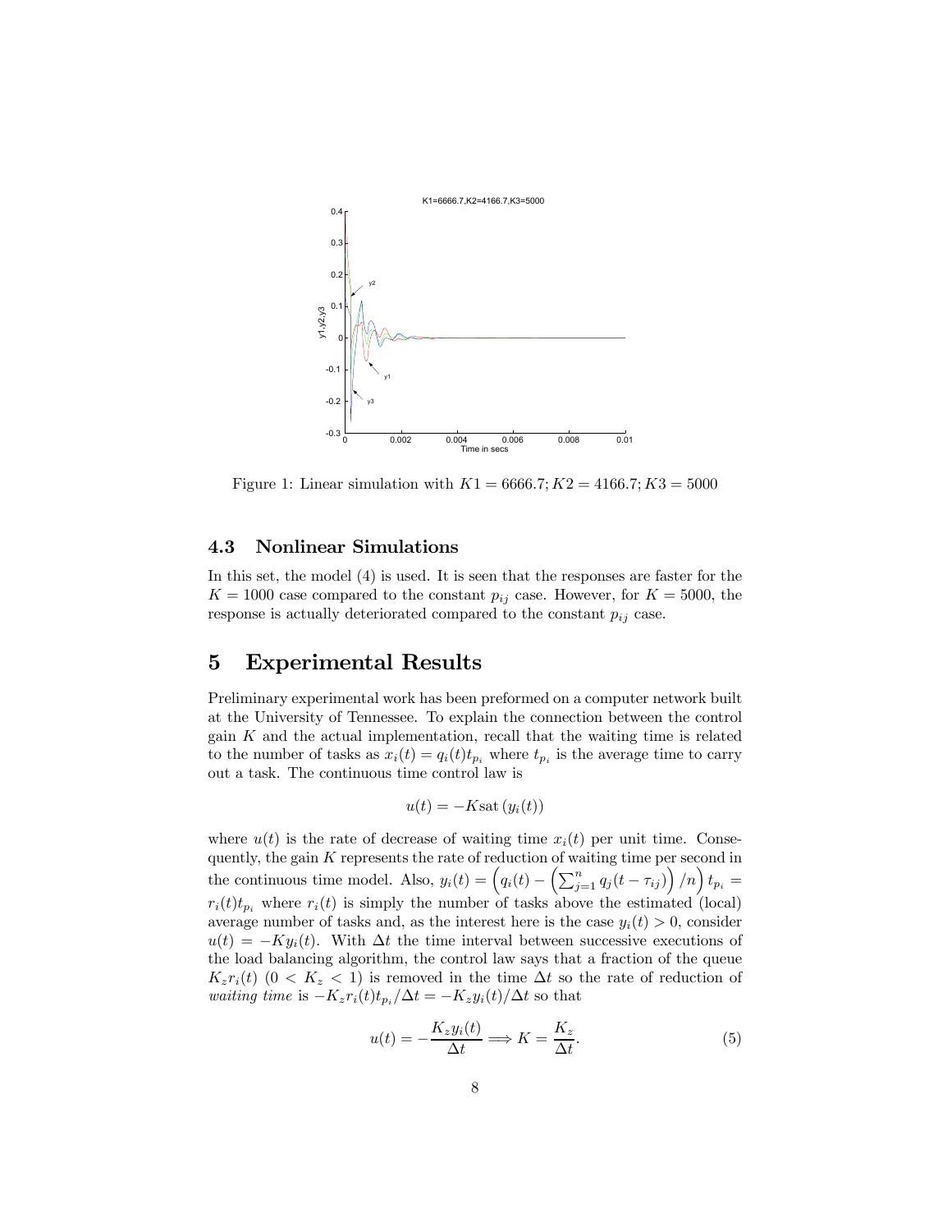Figure 1: Linear simulation with $K1 = 6666.7; K2 = 4166.7; K3 = 5000$

### 4.3 Nonlinear Simulations

In this set, the model (4) is used. It is seen that the responses are faster for the $K = 1000$ case compared to the constant $p_{ij}$ case. However, for $K = 5000$, the response is actually deteriorated compared to the constant $p_{ij}$ case.

## 5 Experimental Results

Preliminary experimental work has been preformed on a computer network built at the University of Tennessee. To explain the connection between the control gain $K$ and the actual implementation, recall that the waiting time is related to the number of tasks as $x_i(t) = q_i(t)t_{p_i}$ where $t_{p_i}$ is the average time to carry out a task. The continuous time control law is

$$u(t) = -K\text{sat}\left(y_i(t)\right)$$

where $u(t)$ is the rate of decrease of waiting time $x_i(t)$ per unit time. Consequently, the gain $K$ represents the rate of reduction of waiting time per second in the continuous time model. Also, $y_i(t) = \left(q_i(t) - \left(\sum_{j=1}^{n} q_j(t - \tau_{ij})\right)/n\right) t_{p_i} = r_i(t)t_{p_i}$ where $r_i(t)$ is simply the number of tasks above the estimated (local) average number of tasks and, as the interest here is the case $y_i(t) > 0$, consider $u(t) = -Ky_i(t)$. With $\Delta t$ the time interval between successive executions of the load balancing algorithm, the control law says that a fraction of the queue $K_z r_i(t)$ $(0 < K_z < 1)$ is removed in the time $\Delta t$ so the rate of reduction of *waiting time* is $-K_z r_i(t)t_{p_i}/\Delta t = -K_z y_i(t)/\Delta t$ so that

$$u(t) = -\frac{K_z y_i(t)}{\Delta t} \Longrightarrow K = \frac{K_z}{\Delta t}. \tag{5}$$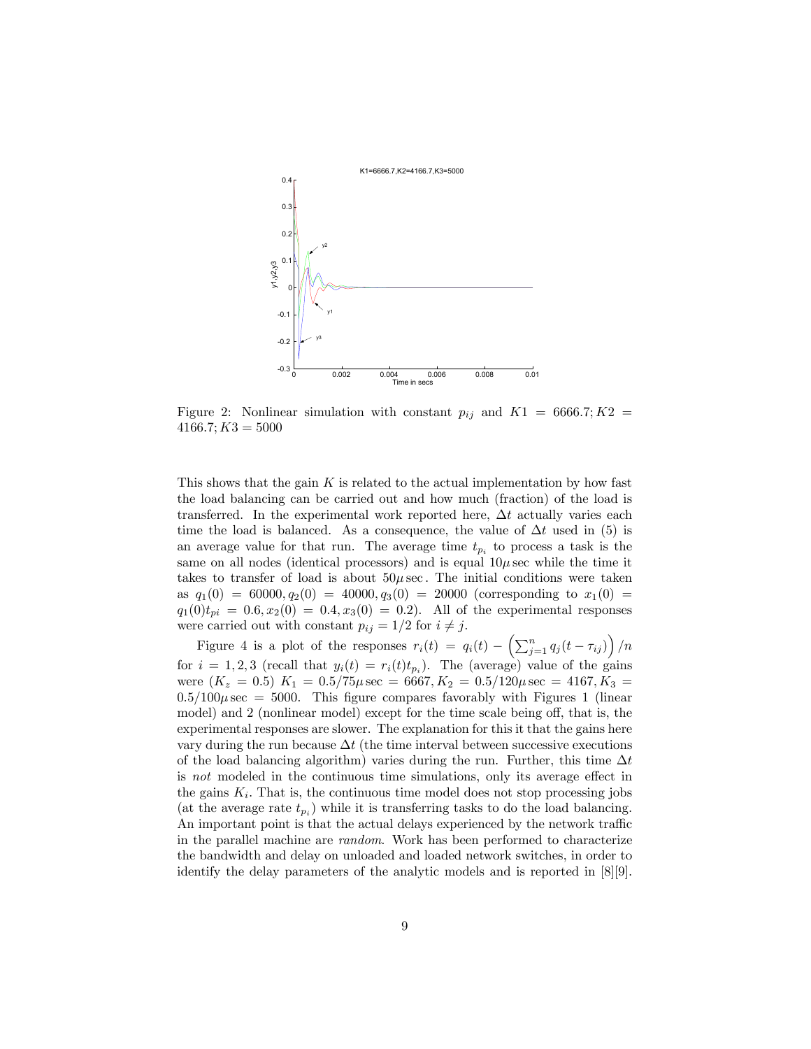Figure 2: Nonlinear simulation with constant $p_{ij}$ and $K1 = 6666.7; K2 = 4166.7; K3 = 5000$

This shows that the gain $K$ is related to the actual implementation by how fast the load balancing can be carried out and how much (fraction) of the load is transferred. In the experimental work reported here, $\Delta t$ actually varies each time the load is balanced. As a consequence, the value of $\Delta t$ used in (5) is an average value for that run. The average time $t_{p_i}$ to process a task is the same on all nodes (identical processors) and is equal $10\mu$sec while the time it takes to transfer of load is about $50\mu$sec. The initial conditions were taken as $q_1(0) = 60000, q_2(0) = 40000, q_3(0) = 20000$ (corresponding to $x_1(0) = q_1(0)t_{pi} = 0.6, x_2(0) = 0.4, x_3(0) = 0.2$). All of the experimental responses were carried out with constant $p_{ij} = 1/2$ for $i \neq j$.

Figure 4 is a plot of the responses $r_i(t) = q_i(t) - \left(\sum_{j=1}^{n} q_j(t - \tau_{ij})\right)/n$ for $i = 1, 2, 3$ (recall that $y_i(t) = r_i(t)t_{p_i}$). The (average) value of the gains were ($K_z = 0.5$) $K_1 = 0.5/75\mu\text{sec} = 6667, K_2 = 0.5/120\mu\text{sec} = 4167, K_3 = 0.5/100\mu\text{sec} = 5000$. This figure compares favorably with Figures 1 (linear model) and 2 (nonlinear model) except for the time scale being off, that is, the experimental responses are slower. The explanation for this it that the gains here vary during the run because $\Delta t$ (the time interval between successive executions of the load balancing algorithm) varies during the run. Further, this time $\Delta t$ is *not* modeled in the continuous time simulations, only its average effect in the gains $K_i$. That is, the continuous time model does not stop processing jobs (at the average rate $t_{p_i}$) while it is transferring tasks to do the load balancing. An important point is that the actual delays experienced by the network traffic in the parallel machine are *random*. Work has been performed to characterize the bandwidth and delay on unloaded and loaded network switches, in order to identify the delay parameters of the analytic models and is reported in [8][9].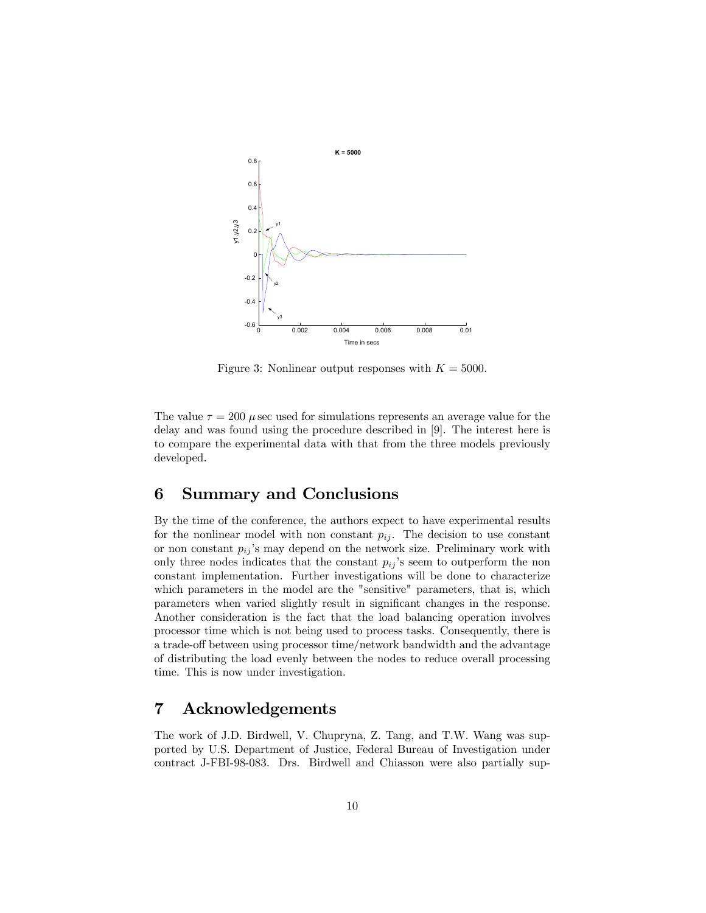Figure 3: Nonlinear output responses with $K = 5000$.

The value $\tau = 200\ \mu$sec used for simulations represents an average value for the delay and was found using the procedure described in [9]. The interest here is to compare the experimental data with that from the three models previously developed.

# 6 Summary and Conclusions

By the time of the conference, the authors expect to have experimental results for the nonlinear model with non constant $p_{ij}$. The decision to use constant or non constant $p_{ij}$'s may depend on the network size. Preliminary work with only three nodes indicates that the constant $p_{ij}$'s seem to outperform the non constant implementation. Further investigations will be done to characterize which parameters in the model are the "sensitive" parameters, that is, which parameters when varied slightly result in significant changes in the response. Another consideration is the fact that the load balancing operation involves processor time which is not being used to process tasks. Consequently, there is a trade-off between using processor time/network bandwidth and the advantage of distributing the load evenly between the nodes to reduce overall processing time. This is now under investigation.

# 7 Acknowledgements

The work of J.D. Birdwell, V. Chupryna, Z. Tang, and T.W. Wang was supported by U.S. Department of Justice, Federal Bureau of Investigation under contract J-FBI-98-083. Drs. Birdwell and Chiasson were also partially sup-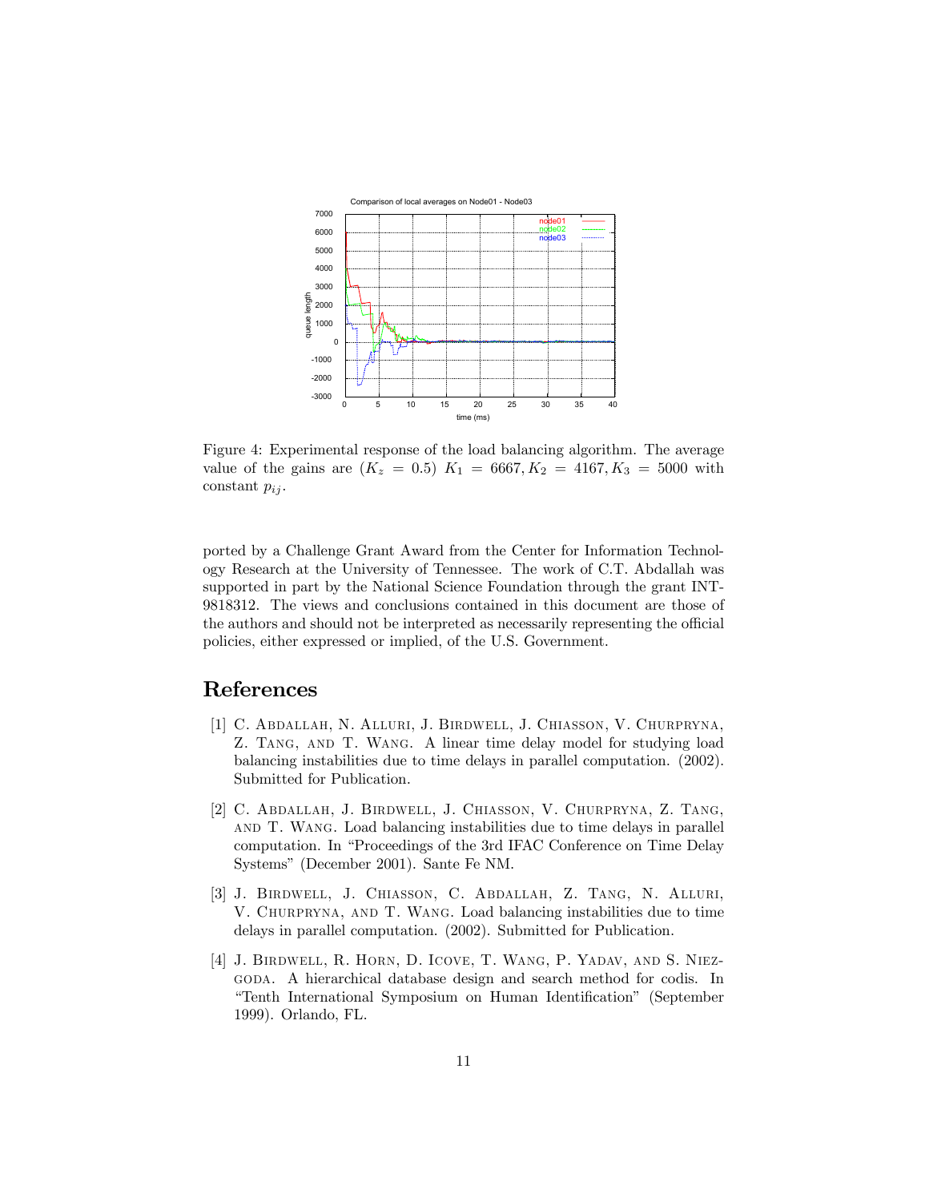Figure 4: Experimental response of the load balancing algorithm. The average value of the gains are ($K_z = 0.5$) $K_1 = 6667, K_2 = 4167, K_3 = 5000$ with constant $p_{ij}$.

ported by a Challenge Grant Award from the Center for Information Technology Research at the University of Tennessee. The work of C.T. Abdallah was supported in part by the National Science Foundation through the grant INT-9818312. The views and conclusions contained in this document are those of the authors and should not be interpreted as necessarily representing the official policies, either expressed or implied, of the U.S. Government.

## References

[1] C. Abdallah, N. Alluri, J. Birdwell, J. Chiasson, V. Churpryna, Z. Tang, and T. Wang. A linear time delay model for studying load balancing instabilities due to time delays in parallel computation. (2002). Submitted for Publication.

[2] C. Abdallah, J. Birdwell, J. Chiasson, V. Churpryna, Z. Tang, and T. Wang. Load balancing instabilities due to time delays in parallel computation. In "Proceedings of the 3rd IFAC Conference on Time Delay Systems" (December 2001). Sante Fe NM.

[3] J. Birdwell, J. Chiasson, C. Abdallah, Z. Tang, N. Alluri, V. Churpryna, and T. Wang. Load balancing instabilities due to time delays in parallel computation. (2002). Submitted for Publication.

[4] J. Birdwell, R. Horn, D. Icove, T. Wang, P. Yadav, and S. Niezgoda. A hierarchical database design and search method for codis. In "Tenth International Symposium on Human Identification" (September 1999). Orlando, FL.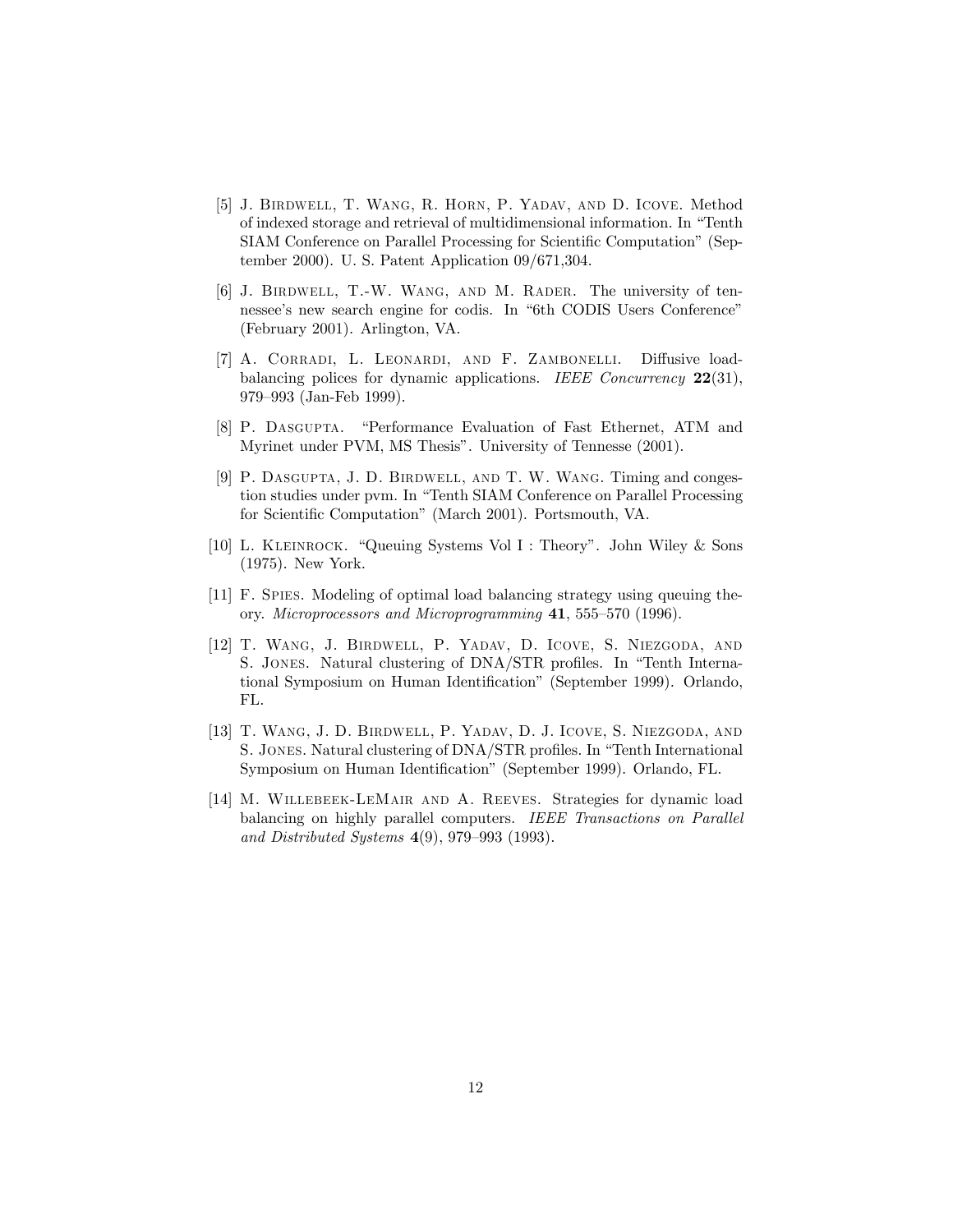[5] J. Birdwell, T. Wang, R. Horn, P. Yadav, and D. Icove. Method of indexed storage and retrieval of multidimensional information. In "Tenth SIAM Conference on Parallel Processing for Scientific Computation" (September 2000). U. S. Patent Application 09/671,304.

[6] J. Birdwell, T.-W. Wang, and M. Rader. The university of tennessee's new search engine for codis. In "6th CODIS Users Conference" (February 2001). Arlington, VA.

[7] A. Corradi, L. Leonardi, and F. Zambonelli. Diffusive load-balancing polices for dynamic applications. *IEEE Concurrency* **22**(31), 979–993 (Jan-Feb 1999).

[8] P. Dasgupta. "Performance Evaluation of Fast Ethernet, ATM and Myrinet under PVM, MS Thesis". University of Tennesse (2001).

[9] P. Dasgupta, J. D. Birdwell, and T. W. Wang. Timing and congestion studies under pvm. In "Tenth SIAM Conference on Parallel Processing for Scientific Computation" (March 2001). Portsmouth, VA.

[10] L. Kleinrock. "Queuing Systems Vol I : Theory". John Wiley & Sons (1975). New York.

[11] F. Spies. Modeling of optimal load balancing strategy using queuing theory. *Microprocessors and Microprogramming* **41**, 555–570 (1996).

[12] T. Wang, J. Birdwell, P. Yadav, D. Icove, S. Niezgoda, and S. Jones. Natural clustering of DNA/STR profiles. In "Tenth International Symposium on Human Identification" (September 1999). Orlando, FL.

[13] T. Wang, J. D. Birdwell, P. Yadav, D. J. Icove, S. Niezgoda, and S. Jones. Natural clustering of DNA/STR profiles. In "Tenth International Symposium on Human Identification" (September 1999). Orlando, FL.

[14] M. Willebeek-LeMair and A. Reeves. Strategies for dynamic load balancing on highly parallel computers. *IEEE Transactions on Parallel and Distributed Systems* **4**(9), 979–993 (1993).